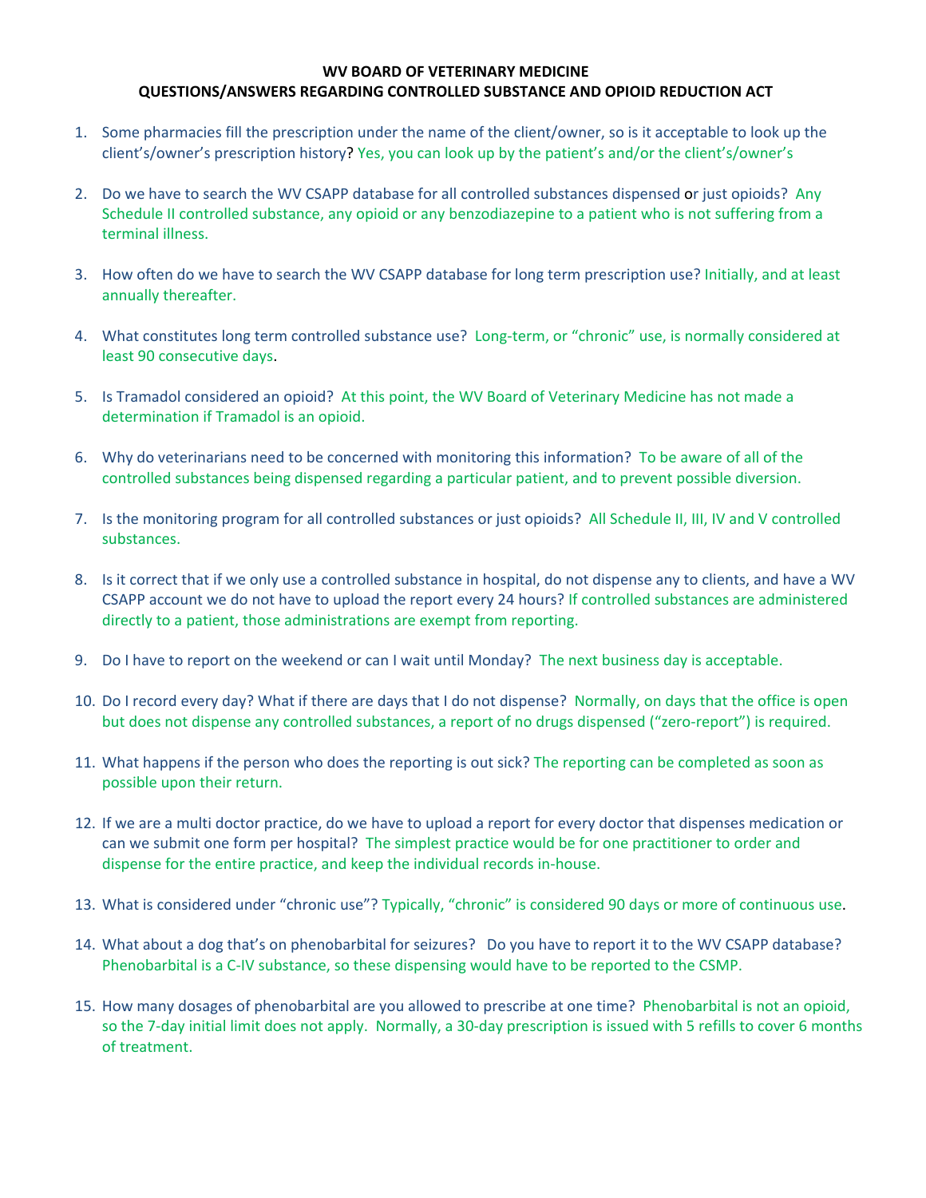**WV BOARD OF VETERINARY MEDICINE**
**QUESTIONS/ANSWERS REGARDING CONTROLLED SUBSTANCE AND OPIOID REDUCTION ACT**

1. Some pharmacies fill the prescription under the name of the client/owner, so is it acceptable to look up the client's/owner's prescription history? Yes, you can look up by the patient's and/or the client's/owner's

2. Do we have to search the WV CSAPP database for all controlled substances dispensed or just opioids? Any Schedule II controlled substance, any opioid or any benzodiazepine to a patient who is not suffering from a terminal illness.

3. How often do we have to search the WV CSAPP database for long term prescription use? Initially, and at least annually thereafter.

4. What constitutes long term controlled substance use? Long-term, or "chronic" use, is normally considered at least 90 consecutive days.

5. Is Tramadol considered an opioid? At this point, the WV Board of Veterinary Medicine has not made a determination if Tramadol is an opioid.

6. Why do veterinarians need to be concerned with monitoring this information? To be aware of all of the controlled substances being dispensed regarding a particular patient, and to prevent possible diversion.

7. Is the monitoring program for all controlled substances or just opioids? All Schedule II, III, IV and V controlled substances.

8. Is it correct that if we only use a controlled substance in hospital, do not dispense any to clients, and have a WV CSAPP account we do not have to upload the report every 24 hours? If controlled substances are administered directly to a patient, those administrations are exempt from reporting.

9. Do I have to report on the weekend or can I wait until Monday? The next business day is acceptable.

10. Do I record every day? What if there are days that I do not dispense? Normally, on days that the office is open but does not dispense any controlled substances, a report of no drugs dispensed ("zero-report") is required.

11. What happens if the person who does the reporting is out sick? The reporting can be completed as soon as possible upon their return.

12. If we are a multi doctor practice, do we have to upload a report for every doctor that dispenses medication or can we submit one form per hospital? The simplest practice would be for one practitioner to order and dispense for the entire practice, and keep the individual records in-house.

13. What is considered under "chronic use"? Typically, "chronic" is considered 90 days or more of continuous use.

14. What about a dog that's on phenobarbital for seizures? Do you have to report it to the WV CSAPP database? Phenobarbital is a C-IV substance, so these dispensing would have to be reported to the CSMP.

15. How many dosages of phenobarbital are you allowed to prescribe at one time? Phenobarbital is not an opioid, so the 7-day initial limit does not apply. Normally, a 30-day prescription is issued with 5 refills to cover 6 months of treatment.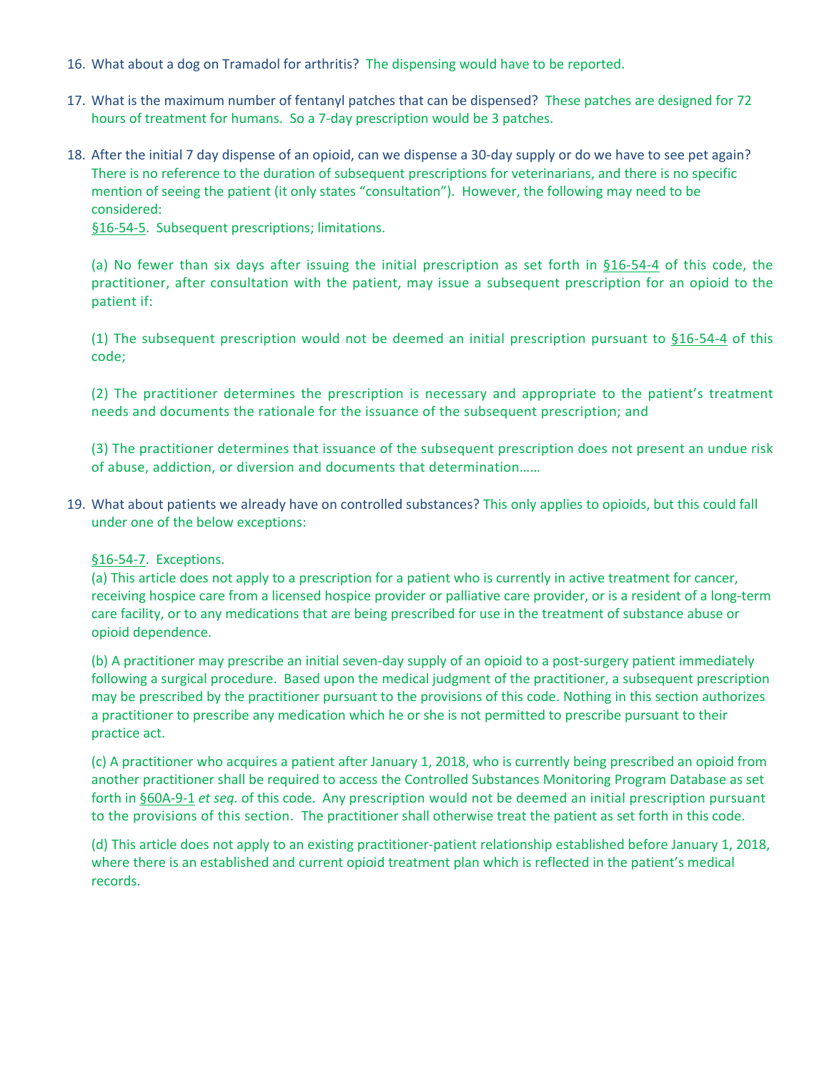16. What about a dog on Tramadol for arthritis? The dispensing would have to be reported.

17. What is the maximum number of fentanyl patches that can be dispensed? These patches are designed for 72 hours of treatment for humans. So a 7-day prescription would be 3 patches.

18. After the initial 7 day dispense of an opioid, can we dispense a 30-day supply or do we have to see pet again? There is no reference to the duration of subsequent prescriptions for veterinarians, and there is no specific mention of seeing the patient (it only states "consultation"). However, the following may need to be considered:

    §16-54-5. Subsequent prescriptions; limitations.

    (a) No fewer than six days after issuing the initial prescription as set forth in §16-54-4 of this code, the practitioner, after consultation with the patient, may issue a subsequent prescription for an opioid to the patient if:

    (1) The subsequent prescription would not be deemed an initial prescription pursuant to §16-54-4 of this code;

    (2) The practitioner determines the prescription is necessary and appropriate to the patient's treatment needs and documents the rationale for the issuance of the subsequent prescription; and

    (3) The practitioner determines that issuance of the subsequent prescription does not present an undue risk of abuse, addiction, or diversion and documents that determination……

19. What about patients we already have on controlled substances? This only applies to opioids, but this could fall under one of the below exceptions:

    §16-54-7. Exceptions.

    (a) This article does not apply to a prescription for a patient who is currently in active treatment for cancer, receiving hospice care from a licensed hospice provider or palliative care provider, or is a resident of a long-term care facility, or to any medications that are being prescribed for use in the treatment of substance abuse or opioid dependence.

    (b) A practitioner may prescribe an initial seven-day supply of an opioid to a post-surgery patient immediately following a surgical procedure. Based upon the medical judgment of the practitioner, a subsequent prescription may be prescribed by the practitioner pursuant to the provisions of this code. Nothing in this section authorizes a practitioner to prescribe any medication which he or she is not permitted to prescribe pursuant to their practice act.

    (c) A practitioner who acquires a patient after January 1, 2018, who is currently being prescribed an opioid from another practitioner shall be required to access the Controlled Substances Monitoring Program Database as set forth in §60A-9-1 *et seq.* of this code. Any prescription would not be deemed an initial prescription pursuant to the provisions of this section. The practitioner shall otherwise treat the patient as set forth in this code.

    (d) This article does not apply to an existing practitioner-patient relationship established before January 1, 2018, where there is an established and current opioid treatment plan which is reflected in the patient's medical records.